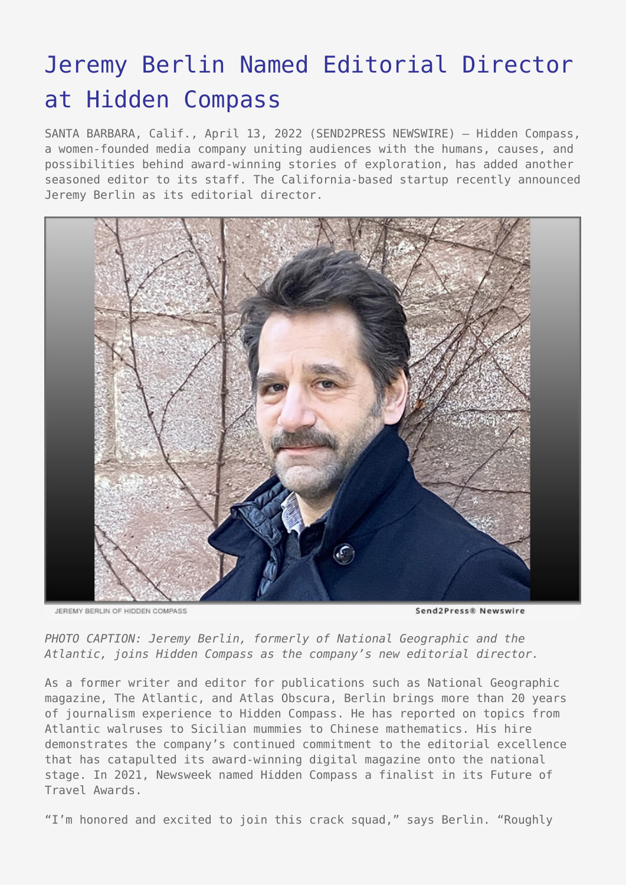# Jeremy Berlin Named Editorial Director at Hidden Compass

SANTA BARBARA, Calif., April 13, 2022 (SEND2PRESS NEWSWIRE) — Hidden Compass, a women-founded media company uniting audiences with the humans, causes, and possibilities behind award-winning stories of exploration, has added another seasoned editor to its staff. The California-based startup recently announced Jeremy Berlin as its editorial director.

JEREMY BERLIN OF HIDDEN COMPASS

Send2Press® Newswire

*PHOTO CAPTION: Jeremy Berlin, formerly of National Geographic and the Atlantic, joins Hidden Compass as the company's new editorial director.*

As a former writer and editor for publications such as National Geographic magazine, The Atlantic, and Atlas Obscura, Berlin brings more than 20 years of journalism experience to Hidden Compass. He has reported on topics from Atlantic walruses to Sicilian mummies to Chinese mathematics. His hire demonstrates the company's continued commitment to the editorial excellence that has catapulted its award-winning digital magazine onto the national stage. In 2021, Newsweek named Hidden Compass a finalist in its Future of Travel Awards.

"I'm honored and excited to join this crack squad," says Berlin. "Roughly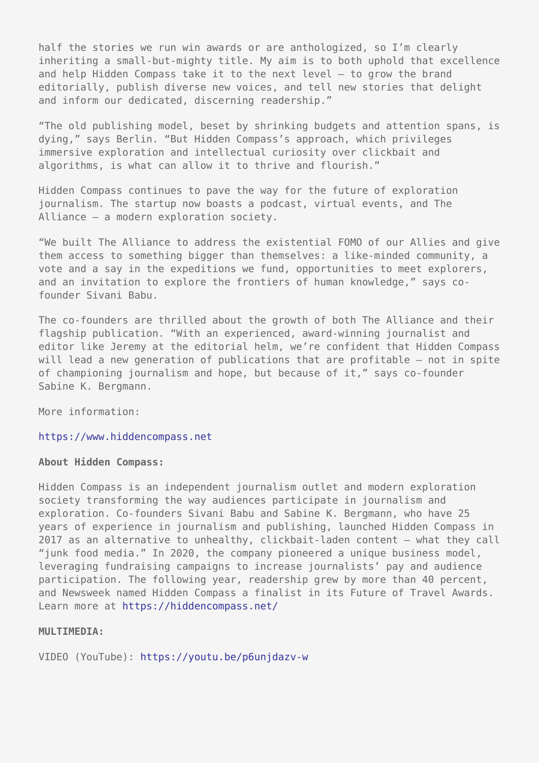half the stories we run win awards or are anthologized, so I'm clearly inheriting a small-but-mighty title. My aim is to both uphold that excellence and help Hidden Compass take it to the next level — to grow the brand editorially, publish diverse new voices, and tell new stories that delight and inform our dedicated, discerning readership."

"The old publishing model, beset by shrinking budgets and attention spans, is dying," says Berlin. "But Hidden Compass's approach, which privileges immersive exploration and intellectual curiosity over clickbait and algorithms, is what can allow it to thrive and flourish."

Hidden Compass continues to pave the way for the future of exploration journalism. The startup now boasts a podcast, virtual events, and The Alliance — a modern exploration society.

"We built The Alliance to address the existential FOMO of our Allies and give them access to something bigger than themselves: a like-minded community, a vote and a say in the expeditions we fund, opportunities to meet explorers, and an invitation to explore the frontiers of human knowledge," says co-founder Sivani Babu.

The co-founders are thrilled about the growth of both The Alliance and their flagship publication. "With an experienced, award-winning journalist and editor like Jeremy at the editorial helm, we're confident that Hidden Compass will lead a new generation of publications that are profitable — not in spite of championing journalism and hope, but because of it," says co-founder Sabine K. Bergmann.

More information:

https://www.hiddencompass.net

**About Hidden Compass:**

Hidden Compass is an independent journalism outlet and modern exploration society transforming the way audiences participate in journalism and exploration. Co-founders Sivani Babu and Sabine K. Bergmann, who have 25 years of experience in journalism and publishing, launched Hidden Compass in 2017 as an alternative to unhealthy, clickbait-laden content — what they call "junk food media." In 2020, the company pioneered a unique business model, leveraging fundraising campaigns to increase journalists' pay and audience participation. The following year, readership grew by more than 40 percent, and Newsweek named Hidden Compass a finalist in its Future of Travel Awards. Learn more at https://hiddencompass.net/

**MULTIMEDIA:**

VIDEO (YouTube): https://youtu.be/p6unjdazv-w